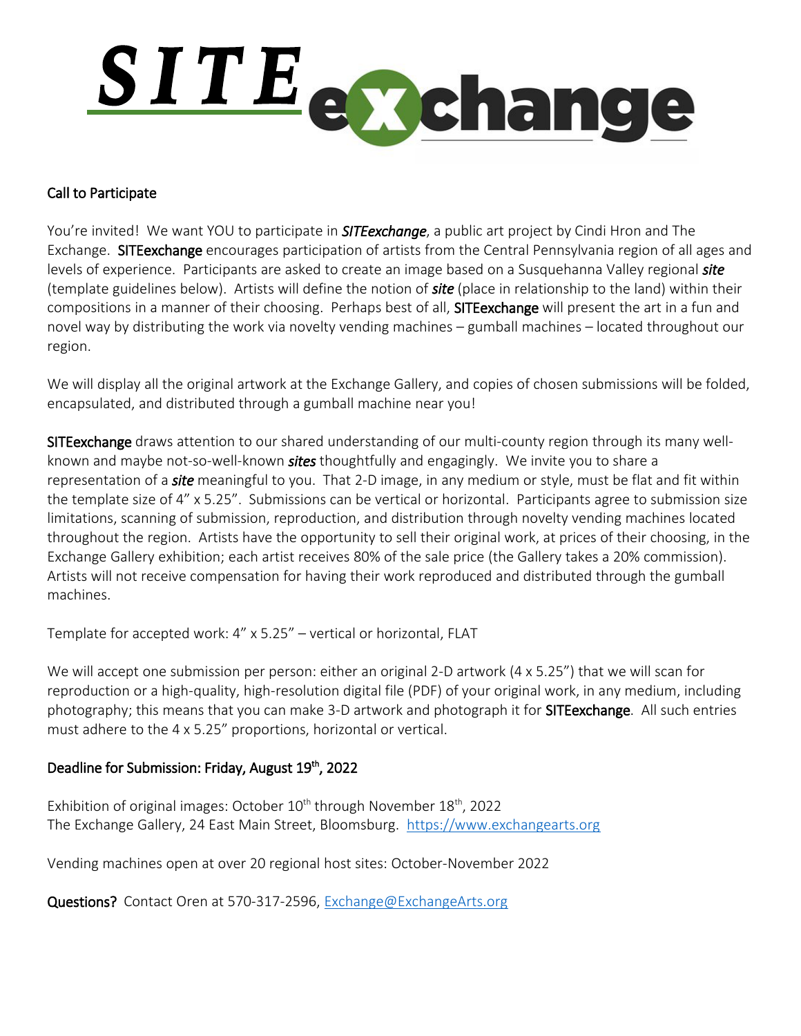# SITE exchange

## Call to Participate

You're invited! We want YOU to participate in ***SITEexchange***, a public art project by Cindi Hron and The Exchange. **SITEexchange** encourages participation of artists from the Central Pennsylvania region of all ages and levels of experience. Participants are asked to create an image based on a Susquehanna Valley regional ***site*** (template guidelines below). Artists will define the notion of ***site*** (place in relationship to the land) within their compositions in a manner of their choosing. Perhaps best of all, **SITEexchange** will present the art in a fun and novel way by distributing the work via novelty vending machines – gumball machines – located throughout our region.

We will display all the original artwork at the Exchange Gallery, and copies of chosen submissions will be folded, encapsulated, and distributed through a gumball machine near you!

**SITEexchange** draws attention to our shared understanding of our multi-county region through its many well-known and maybe not-so-well-known ***sites*** thoughtfully and engagingly. We invite you to share a representation of a ***site*** meaningful to you. That 2-D image, in any medium or style, must be flat and fit within the template size of 4" x 5.25". Submissions can be vertical or horizontal. Participants agree to submission size limitations, scanning of submission, reproduction, and distribution through novelty vending machines located throughout the region. Artists have the opportunity to sell their original work, at prices of their choosing, in the Exchange Gallery exhibition; each artist receives 80% of the sale price (the Gallery takes a 20% commission). Artists will not receive compensation for having their work reproduced and distributed through the gumball machines.

Template for accepted work: 4" x 5.25" – vertical or horizontal, FLAT

We will accept one submission per person: either an original 2-D artwork (4 x 5.25") that we will scan for reproduction or a high-quality, high-resolution digital file (PDF) of your original work, in any medium, including photography; this means that you can make 3-D artwork and photograph it for **SITEexchange**. All such entries must adhere to the 4 x 5.25" proportions, horizontal or vertical.

## Deadline for Submission: Friday, August 19th, 2022

Exhibition of original images: October 10th through November 18th, 2022
The Exchange Gallery, 24 East Main Street, Bloomsburg. https://www.exchangearts.org

Vending machines open at over 20 regional host sites: October-November 2022

**Questions?** Contact Oren at 570-317-2596, Exchange@ExchangeArts.org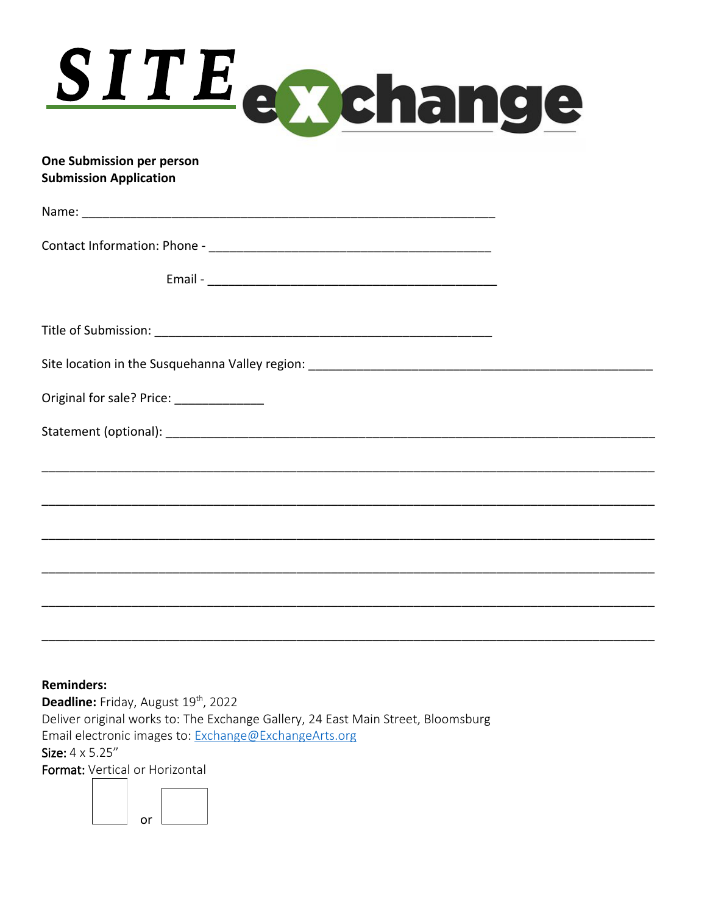# SITE exchange

**One Submission per person**
**Submission Application**

Name: ____________________________________________________________

Contact Information: Phone - _________________________________________

Email - ___________________________________________

Title of Submission: __________________________________________________

Site location in the Susquehanna Valley region: ___________________________________________________

Original for sale? Price: _____________

Statement (optional): __________________________________________________________________________

___________________________________________________________________________________________

___________________________________________________________________________________________

___________________________________________________________________________________________

___________________________________________________________________________________________

___________________________________________________________________________________________

___________________________________________________________________________________________

**Reminders:**
**Deadline:** Friday, August 19th, 2022
Deliver original works to: The Exchange Gallery, 24 East Main Street, Bloomsburg
Email electronic images to: Exchange@ExchangeArts.org
**Size:** 4 x 5.25"
**Format:** Vertical or Horizontal

or